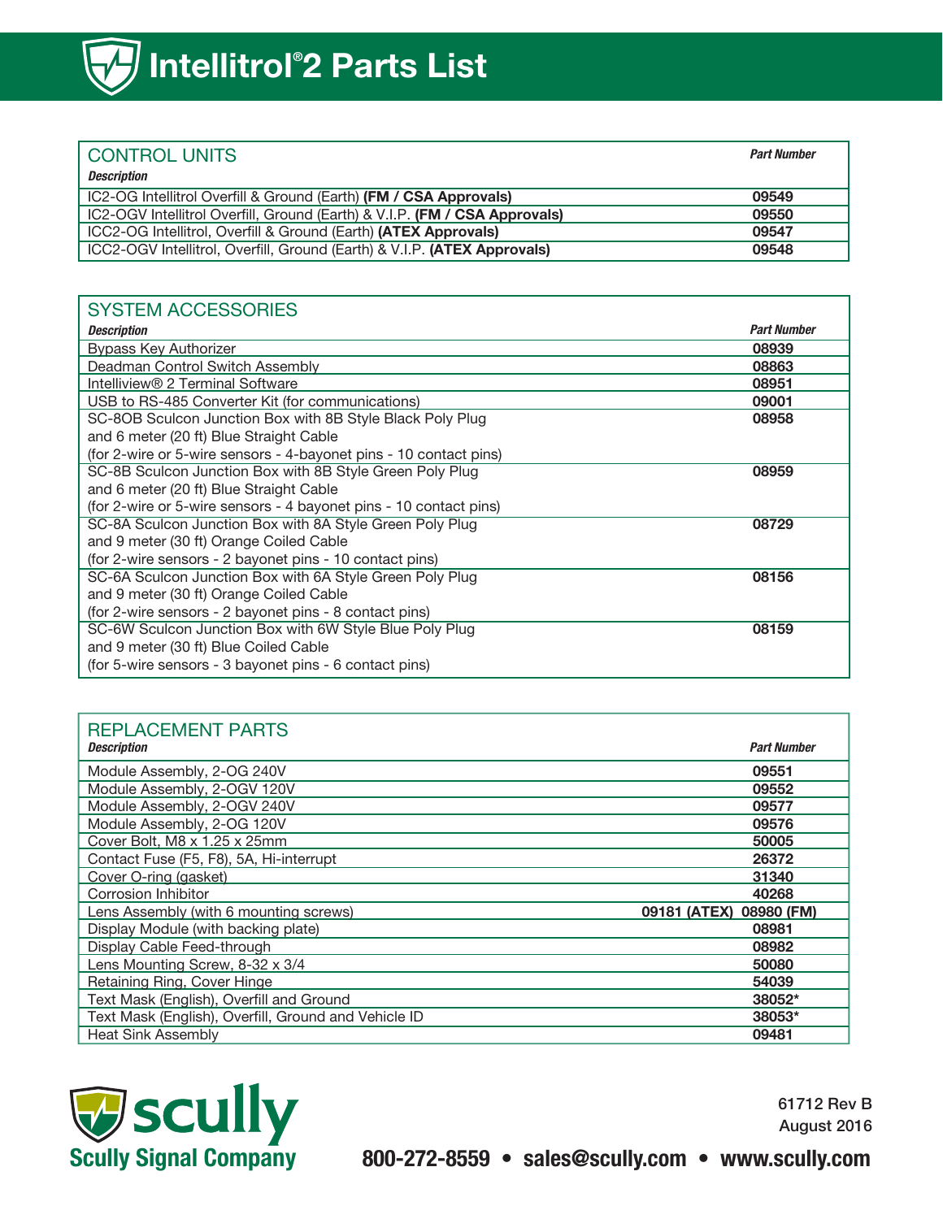# Intellitrol®2 Parts List

## CONTROL UNITS

| *Description* | *Part Number* |
|---|---|
| IC2-OG Intellitrol Overfill & Ground (Earth) **(FM / CSA Approvals)** | **09549** |
| IC2-OGV Intellitrol Overfill, Ground (Earth) & V.I.P. **(FM / CSA Approvals)** | **09550** |
| ICC2-OG Intellitrol, Overfill & Ground (Earth) **(ATEX Approvals)** | **09547** |
| ICC2-OGV Intellitrol, Overfill, Ground (Earth) & V.I.P. **(ATEX Approvals)** | **09548** |

## SYSTEM ACCESSORIES

| *Description* | *Part Number* |
|---|---|
| Bypass Key Authorizer | **08939** |
| Deadman Control Switch Assembly | **08863** |
| Intelliview® 2 Terminal Software | **08951** |
| USB to RS-485 Converter Kit (for communications) | **09001** |
| SC-8OB Sculcon Junction Box with 8B Style Black Poly Plug and 6 meter (20 ft) Blue Straight Cable (for 2-wire or 5-wire sensors - 4-bayonet pins - 10 contact pins) | **08958** |
| SC-8B Sculcon Junction Box with 8B Style Green Poly Plug and 6 meter (20 ft) Blue Straight Cable (for 2-wire or 5-wire sensors - 4 bayonet pins - 10 contact pins) | **08959** |
| SC-8A Sculcon Junction Box with 8A Style Green Poly Plug and 9 meter (30 ft) Orange Coiled Cable (for 2-wire sensors - 2 bayonet pins - 10 contact pins) | **08729** |
| SC-6A Sculcon Junction Box with 6A Style Green Poly Plug and 9 meter (30 ft) Orange Coiled Cable (for 2-wire sensors - 2 bayonet pins - 8 contact pins) | **08156** |
| SC-6W Sculcon Junction Box with 6W Style Blue Poly Plug and 9 meter (30 ft) Blue Coiled Cable (for 5-wire sensors - 3 bayonet pins - 6 contact pins) | **08159** |

## REPLACEMENT PARTS

| *Description* | *Part Number* |
|---|---|
| Module Assembly, 2-OG 240V | **09551** |
| Module Assembly, 2-OGV 120V | **09552** |
| Module Assembly, 2-OGV 240V | **09577** |
| Module Assembly, 2-OG 120V | **09576** |
| Cover Bolt, M8 x 1.25 x 25mm | **50005** |
| Contact Fuse (F5, F8), 5A, Hi-interrupt | **26372** |
| Cover O-ring (gasket) | **31340** |
| Corrosion Inhibitor | **40268** |
| Lens Assembly (with 6 mounting screws) | **09181 (ATEX) 08980 (FM)** |
| Display Module (with backing plate) | **08981** |
| Display Cable Feed-through | **08982** |
| Lens Mounting Screw, 8-32 x 3/4 | **50080** |
| Retaining Ring, Cover Hinge | **54039** |
| Text Mask (English), Overfill and Ground | **38052*** |
| Text Mask (English), Overfill, Ground and Vehicle ID | **38053*** |
| Heat Sink Assembly | **09481** |

**scully**
**Scully Signal Company**

61712 Rev B
August 2016

**800-272-8559 • sales@scully.com • www.scully.com**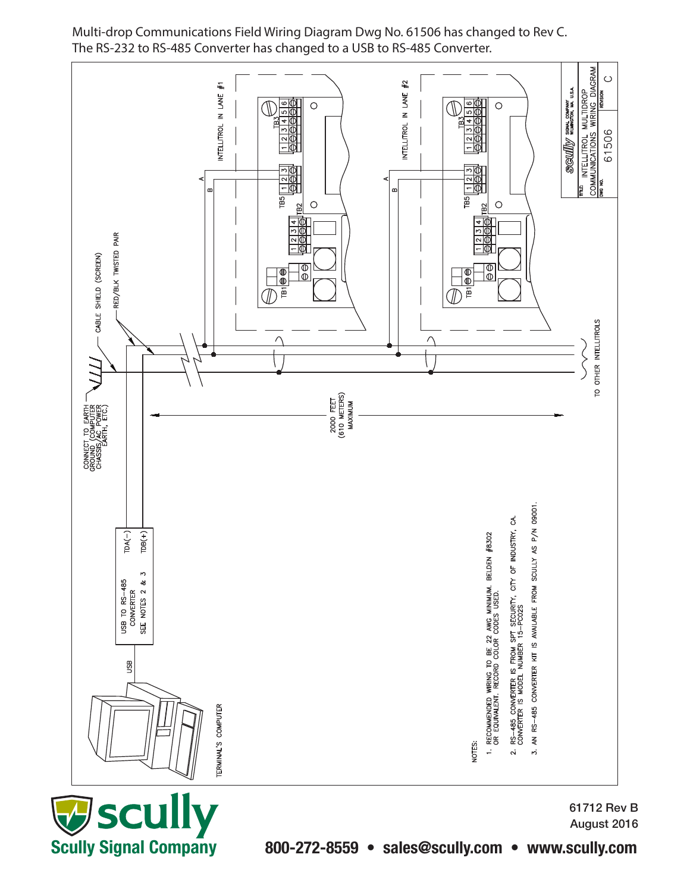Multi-drop Communications Field Wiring Diagram Dwg No. 61506 has changed to Rev C.
The RS-232 to RS-485 Converter has changed to a USB to RS-485 Converter.

INTELLITROL IN LANE #1

INTELLITROL IN LANE #2

CABLE SHIELD (SCREEN)

RED/BLK TWISTED PAIR

CONNECT TO EARTH GROUND (COMPUTER CHASSIS/AC POWER EARTH, ETC.)

2000 FEET (610 METERS) MAXIMUM

TO OTHER INTELLITROLS

USB TO RS-485 CONVERTER SEE NOTES 2 & 3

TDA(−)

TDB(+)

USB

TERMINAL'S COMPUTER

TB1 TB2 TB3 TB5

A B

NOTES:

1. RECOMMENDED WIRING TO BE 22 AWG MINIMUM. BELDEN #8302 OR EQUIVALENT. RECORD COLOR CODES USED.
2. RS-485 CONVERTER IS FROM SPT SECURITY, CITY OF INDUSTRY, CA. CONVERTER IS MODEL NUMBER 15-PC02S
3. AN RS-485 CONVERTER KIT IS AVAILABLE FROM SCULLY AS P/N 09001.

scully SIGNAL COMPANY WILMINGTON, MA. U.S.A.

TITLE: INTELLITROL MULTIDROP COMMUNICATIONS WIRING DIAGRAM

DWG NO. 61506

REVISION C

61712 Rev B
August 2016

Scully Signal Company

800-272-8559 • sales@scully.com • www.scully.com